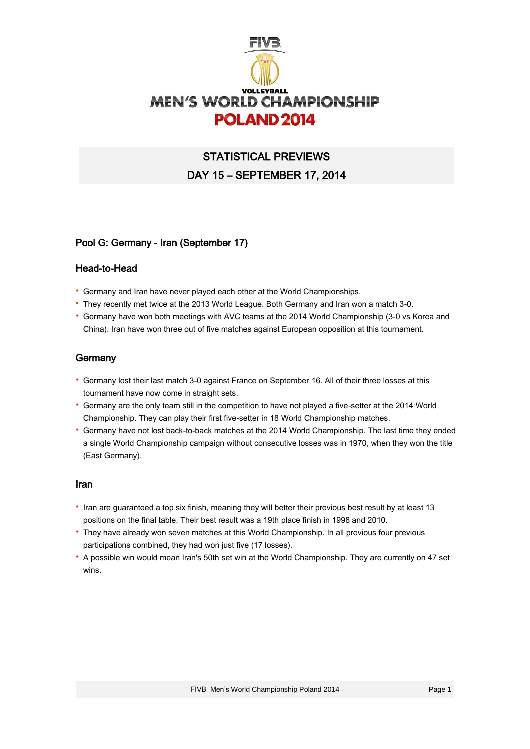VOLLEYBALL

# MEN'S WORLD CHAMPIONSHIP POLAND 2014

## STATISTICAL PREVIEWS
## DAY 15 – SEPTEMBER 17, 2014

### Pool G: Germany - Iran (September 17)

### Head-to-Head

- Germany and Iran have never played each other at the World Championships.
- They recently met twice at the 2013 World League. Both Germany and Iran won a match 3-0.
- Germany have won both meetings with AVC teams at the 2014 World Championship (3-0 vs Korea and China). Iran have won three out of five matches against European opposition at this tournament.

### Germany

- Germany lost their last match 3-0 against France on September 16. All of their three losses at this tournament have now come in straight sets.
- Germany are the only team still in the competition to have not played a five-setter at the 2014 World Championship. They can play their first five-setter in 18 World Championship matches.
- Germany have not lost back-to-back matches at the 2014 World Championship. The last time they ended a single World Championship campaign without consecutive losses was in 1970, when they won the title (East Germany).

### Iran

- Iran are guaranteed a top six finish, meaning they will better their previous best result by at least 13 positions on the final table. Their best result was a 19th place finish in 1998 and 2010.
- They have already won seven matches at this World Championship. In all previous four previous participations combined, they had won just five (17 losses).
- A possible win would mean Iran's 50th set win at the World Championship. They are currently on 47 set wins.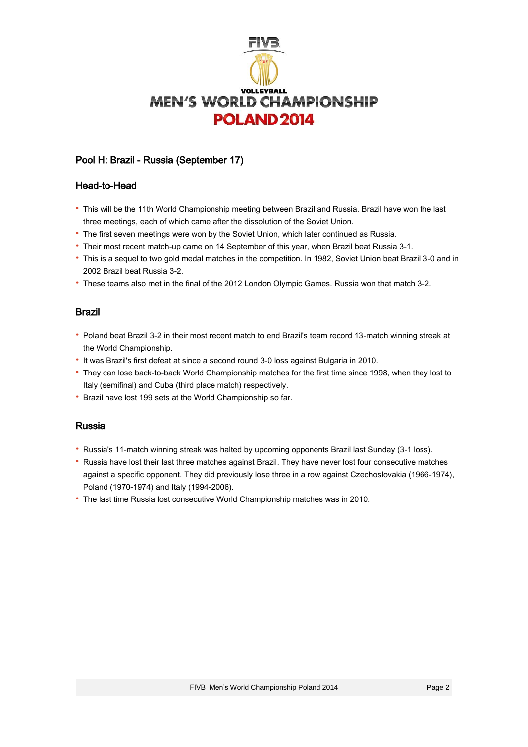# VOLLEYBALL MEN'S WORLD CHAMPIONSHIP POLAND 2014

## Pool H: Brazil - Russia (September 17)

### Head-to-Head

- This will be the 11th World Championship meeting between Brazil and Russia. Brazil have won the last three meetings, each of which came after the dissolution of the Soviet Union.
- The first seven meetings were won by the Soviet Union, which later continued as Russia.
- Their most recent match-up came on 14 September of this year, when Brazil beat Russia 3-1.
- This is a sequel to two gold medal matches in the competition. In 1982, Soviet Union beat Brazil 3-0 and in 2002 Brazil beat Russia 3-2.
- These teams also met in the final of the 2012 London Olympic Games. Russia won that match 3-2.

### Brazil

- Poland beat Brazil 3-2 in their most recent match to end Brazil's team record 13-match winning streak at the World Championship.
- It was Brazil's first defeat at since a second round 3-0 loss against Bulgaria in 2010.
- They can lose back-to-back World Championship matches for the first time since 1998, when they lost to Italy (semifinal) and Cuba (third place match) respectively.
- Brazil have lost 199 sets at the World Championship so far.

### Russia

- Russia's 11-match winning streak was halted by upcoming opponents Brazil last Sunday (3-1 loss).
- Russia have lost their last three matches against Brazil. They have never lost four consecutive matches against a specific opponent. They did previously lose three in a row against Czechoslovakia (1966-1974), Poland (1970-1974) and Italy (1994-2006).
- The last time Russia lost consecutive World Championship matches was in 2010.